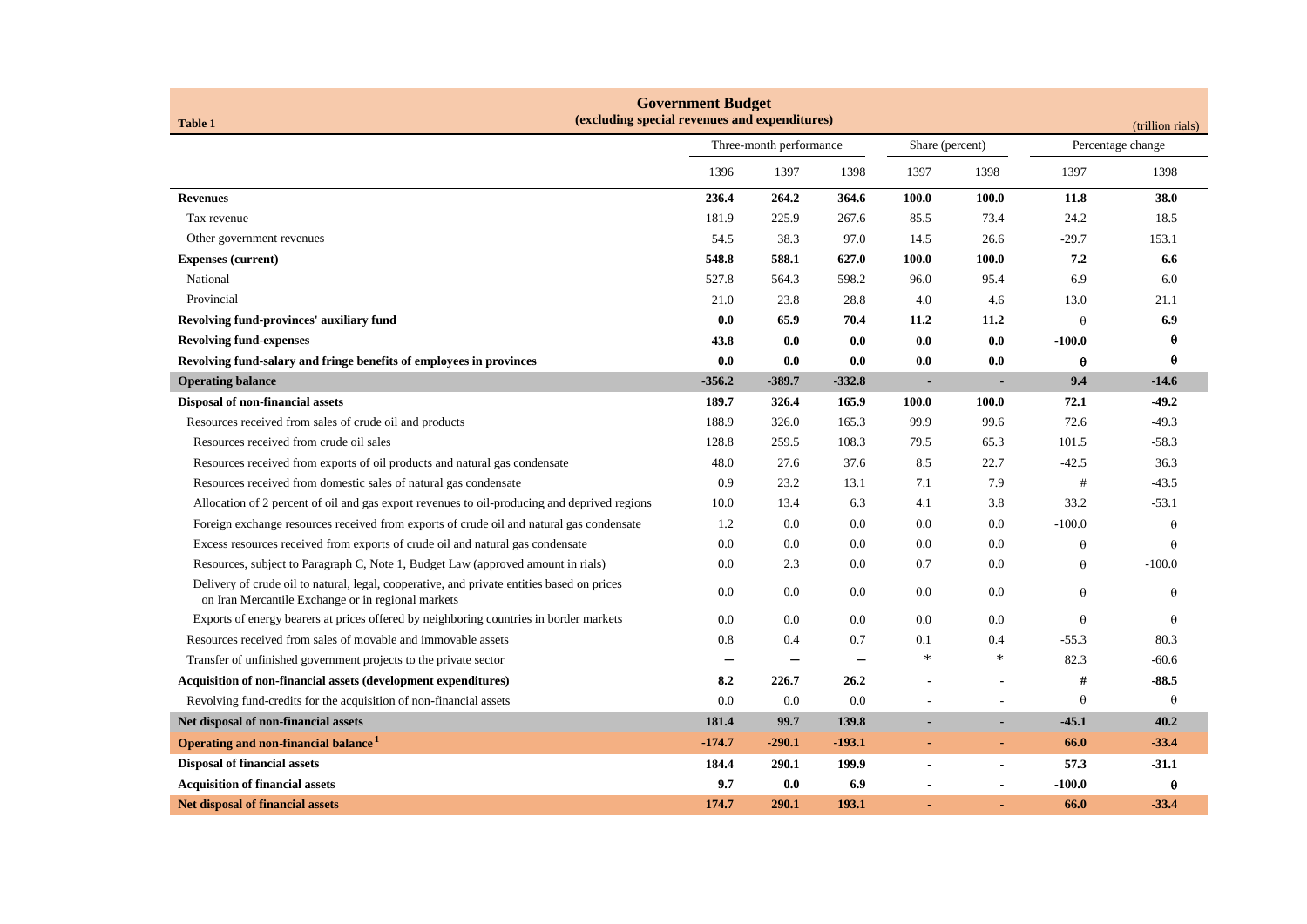## Government Budget

**(excluding special revenues and expenditures)**

**Table 1** (trillion rials)

| | Three-month performance | | | Share (percent) | | Percentage change | |
|---|---|---|---|---|---|---|---|
| | 1396 | 1397 | 1398 | 1397 | 1398 | 1397 | 1398 |
| **Revenues** | **236.4** | **264.2** | **364.6** | **100.0** | **100.0** | **11.8** | **38.0** |
| Tax revenue | 181.9 | 225.9 | 267.6 | 85.5 | 73.4 | 24.2 | 18.5 |
| Other government revenues | 54.5 | 38.3 | 97.0 | 14.5 | 26.6 | -29.7 | 153.1 |
| **Expenses (current)** | **548.8** | **588.1** | **627.0** | **100.0** | **100.0** | **7.2** | **6.6** |
| National | 527.8 | 564.3 | 598.2 | 96.0 | 95.4 | 6.9 | 6.0 |
| Provincial | 21.0 | 23.8 | 28.8 | 4.0 | 4.6 | 13.0 | 21.1 |
| **Revolving fund-provinces' auxiliary fund** | **0.0** | **65.9** | **70.4** | **11.2** | **11.2** | θ | **6.9** |
| **Revolving fund-expenses** | **43.8** | **0.0** | **0.0** | **0.0** | **0.0** | **-100.0** | **θ** |
| **Revolving fund-salary and fringe benefits of employees in provinces** | **0.0** | **0.0** | **0.0** | **0.0** | **0.0** | **θ** | **θ** |
| **Operating balance** | **-356.2** | **-389.7** | **-332.8** | - | - | **9.4** | **-14.6** |
| **Disposal of non-financial assets** | **189.7** | **326.4** | **165.9** | **100.0** | **100.0** | **72.1** | **-49.2** |
| Resources received from sales of crude oil and products | 188.9 | 326.0 | 165.3 | 99.9 | 99.6 | 72.6 | -49.3 |
| Resources received from crude oil sales | 128.8 | 259.5 | 108.3 | 79.5 | 65.3 | 101.5 | -58.3 |
| Resources received from exports of oil products and natural gas condensate | 48.0 | 27.6 | 37.6 | 8.5 | 22.7 | -42.5 | 36.3 |
| Resources received from domestic sales of natural gas condensate | 0.9 | 23.2 | 13.1 | 7.1 | 7.9 | # | -43.5 |
| Allocation of 2 percent of oil and gas export revenues to oil-producing and deprived regions | 10.0 | 13.4 | 6.3 | 4.1 | 3.8 | 33.2 | -53.1 |
| Foreign exchange resources received from exports of crude oil and natural gas condensate | 1.2 | 0.0 | 0.0 | 0.0 | 0.0 | -100.0 | θ |
| Excess resources received from exports of crude oil and natural gas condensate | 0.0 | 0.0 | 0.0 | 0.0 | 0.0 | θ | θ |
| Resources, subject to Paragraph C, Note 1, Budget Law (approved amount in rials) | 0.0 | 2.3 | 0.0 | 0.7 | 0.0 | θ | -100.0 |
| Delivery of crude oil to natural, legal, cooperative, and private entities based on prices on Iran Mercantile Exchange or in regional markets | 0.0 | 0.0 | 0.0 | 0.0 | 0.0 | θ | θ |
| Exports of energy bearers at prices offered by neighboring countries in border markets | 0.0 | 0.0 | 0.0 | 0.0 | 0.0 | θ | θ |
| Resources received from sales of movable and immovable assets | 0.8 | 0.4 | 0.7 | 0.1 | 0.4 | -55.3 | 80.3 |
| Transfer of unfinished government projects to the private sector | — | — | — | * | * | 82.3 | -60.6 |
| **Acquisition of non-financial assets (development expenditures)** | **8.2** | **226.7** | **26.2** | - | - | **#** | **-88.5** |
| Revolving fund-credits for the acquisition of non-financial assets | 0.0 | 0.0 | 0.0 | - | - | θ | θ |
| **Net disposal of non-financial assets** | **181.4** | **99.7** | **139.8** | - | - | **-45.1** | **40.2** |
| **Operating and non-financial balance [1]** | **-174.7** | **-290.1** | **-193.1** | - | - | **66.0** | **-33.4** |
| **Disposal of financial assets** | **184.4** | **290.1** | **199.9** | - | - | **57.3** | **-31.1** |
| **Acquisition of financial assets** | **9.7** | **0.0** | **6.9** | - | - | **-100.0** | **θ** |
| **Net disposal of financial assets** | **174.7** | **290.1** | **193.1** | - | - | **66.0** | **-33.4** |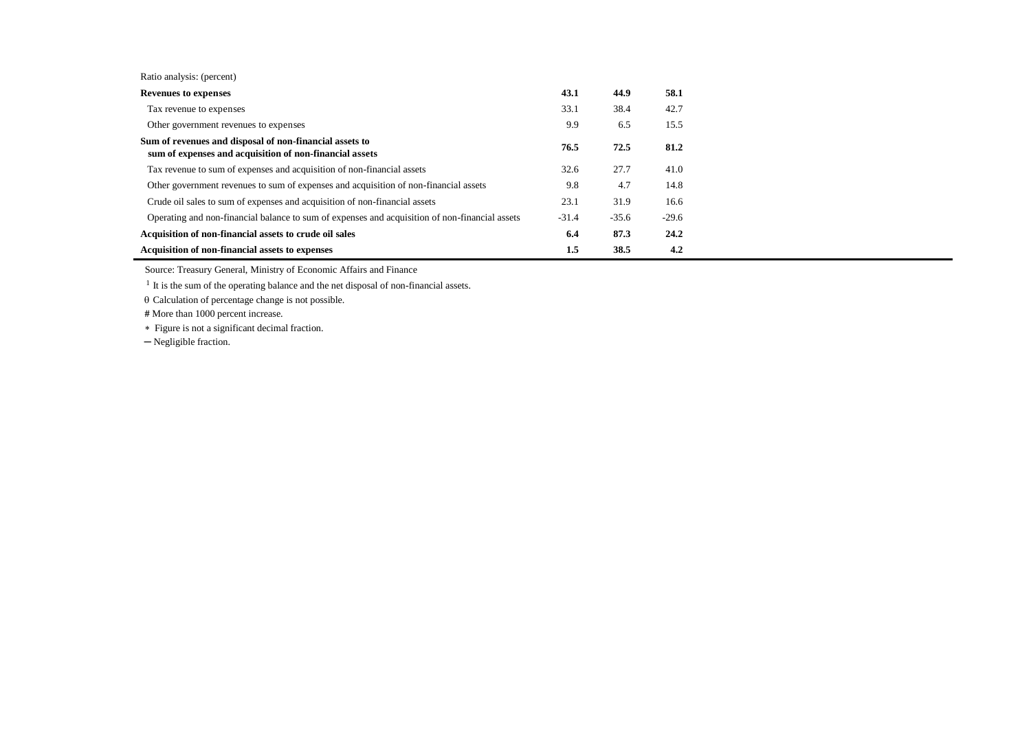| Ratio analysis: (percent) | | | |
|---|---|---|---|
| **Revenues to expenses** | **43.1** | **44.9** | **58.1** |
| Tax revenue to expenses | 33.1 | 38.4 | 42.7 |
| Other government revenues to expenses | 9.9 | 6.5 | 15.5 |
| **Sum of revenues and disposal of non-financial assets to sum of expenses and acquisition of non-financial assets** | **76.5** | **72.5** | **81.2** |
| Tax revenue to sum of expenses and acquisition of non-financial assets | 32.6 | 27.7 | 41.0 |
| Other government revenues to sum of expenses and acquisition of non-financial assets | 9.8 | 4.7 | 14.8 |
| Crude oil sales to sum of expenses and acquisition of non-financial assets | 23.1 | 31.9 | 16.6 |
| Operating and non-financial balance to sum of expenses and acquisition of non-financial assets | -31.4 | -35.6 | -29.6 |
| **Acquisition of non-financial assets to crude oil sales** | **6.4** | **87.3** | **24.2** |
| **Acquisition of non-financial assets to expenses** | **1.5** | **38.5** | **4.2** |

Source: Treasury General, Ministry of Economic Affairs and Finance

[1] It is the sum of the operating balance and the net disposal of non-financial assets.

θ Calculation of percentage change is not possible.

# More than 1000 percent increase.

∗ Figure is not a significant decimal fraction.

─ Negligible fraction.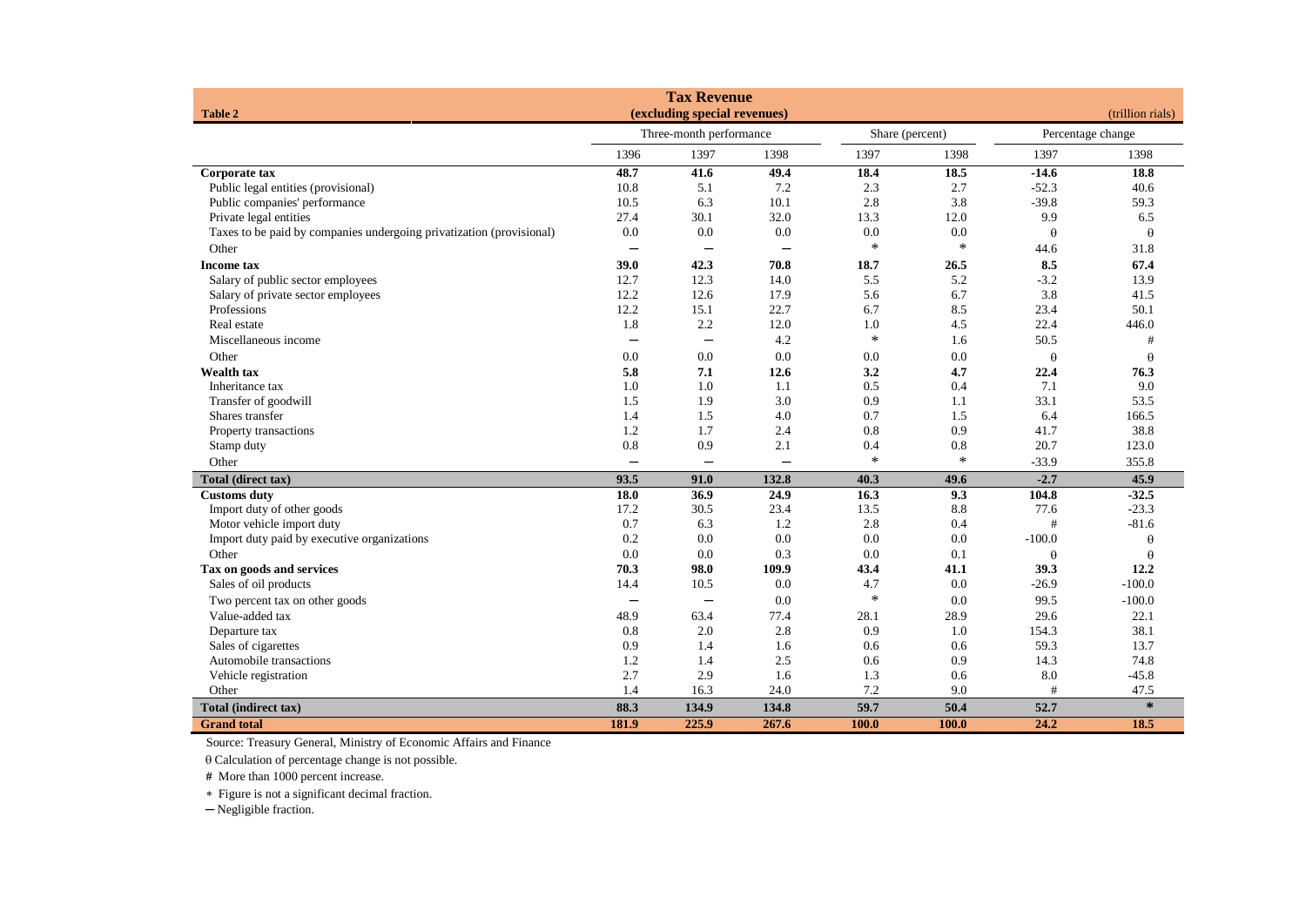**Table 2**

## Tax Revenue
### (excluding special revenues)

(trillion rials)

| | Three-month performance | | | Share (percent) | | Percentage change | |
|---|---|---|---|---|---|---|---|
| | 1396 | 1397 | 1398 | 1397 | 1398 | 1397 | 1398 |
| **Corporate tax** | **48.7** | **41.6** | **49.4** | **18.4** | **18.5** | **-14.6** | **18.8** |
| Public legal entities (provisional) | 10.8 | 5.1 | 7.2 | 2.3 | 2.7 | -52.3 | 40.6 |
| Public companies' performance | 10.5 | 6.3 | 10.1 | 2.8 | 3.8 | -39.8 | 59.3 |
| Private legal entities | 27.4 | 30.1 | 32.0 | 13.3 | 12.0 | 9.9 | 6.5 |
| Taxes to be paid by companies undergoing privatization (provisional) | 0.0 | 0.0 | 0.0 | 0.0 | 0.0 | θ | θ |
| Other | ─ | ─ | ─ | * | * | 44.6 | 31.8 |
| **Income tax** | **39.0** | **42.3** | **70.8** | **18.7** | **26.5** | **8.5** | **67.4** |
| Salary of public sector employees | 12.7 | 12.3 | 14.0 | 5.5 | 5.2 | -3.2 | 13.9 |
| Salary of private sector employees | 12.2 | 12.6 | 17.9 | 5.6 | 6.7 | 3.8 | 41.5 |
| Professions | 12.2 | 15.1 | 22.7 | 6.7 | 8.5 | 23.4 | 50.1 |
| Real estate | 1.8 | 2.2 | 12.0 | 1.0 | 4.5 | 22.4 | 446.0 |
| Miscellaneous income | ─ | ─ | 4.2 | * | 1.6 | 50.5 | # |
| Other | 0.0 | 0.0 | 0.0 | 0.0 | 0.0 | θ | θ |
| **Wealth tax** | **5.8** | **7.1** | **12.6** | **3.2** | **4.7** | **22.4** | **76.3** |
| Inheritance tax | 1.0 | 1.0 | 1.1 | 0.5 | 0.4 | 7.1 | 9.0 |
| Transfer of goodwill | 1.5 | 1.9 | 3.0 | 0.9 | 1.1 | 33.1 | 53.5 |
| Shares transfer | 1.4 | 1.5 | 4.0 | 0.7 | 1.5 | 6.4 | 166.5 |
| Property transactions | 1.2 | 1.7 | 2.4 | 0.8 | 0.9 | 41.7 | 38.8 |
| Stamp duty | 0.8 | 0.9 | 2.1 | 0.4 | 0.8 | 20.7 | 123.0 |
| Other | ─ | ─ | ─ | * | * | -33.9 | 355.8 |
| **Total (direct tax)** | **93.5** | **91.0** | **132.8** | **40.3** | **49.6** | **-2.7** | **45.9** |
| **Customs duty** | **18.0** | **36.9** | **24.9** | **16.3** | **9.3** | **104.8** | **-32.5** |
| Import duty of other goods | 17.2 | 30.5 | 23.4 | 13.5 | 8.8 | 77.6 | -23.3 |
| Motor vehicle import duty | 0.7 | 6.3 | 1.2 | 2.8 | 0.4 | # | -81.6 |
| Import duty paid by executive organizations | 0.2 | 0.0 | 0.0 | 0.0 | 0.0 | -100.0 | θ |
| Other | 0.0 | 0.0 | 0.3 | 0.0 | 0.1 | θ | θ |
| **Tax on goods and services** | **70.3** | **98.0** | **109.9** | **43.4** | **41.1** | **39.3** | **12.2** |
| Sales of oil products | 14.4 | 10.5 | 0.0 | 4.7 | 0.0 | -26.9 | -100.0 |
| Two percent tax on other goods | ─ | ─ | 0.0 | * | 0.0 | 99.5 | -100.0 |
| Value-added tax | 48.9 | 63.4 | 77.4 | 28.1 | 28.9 | 29.6 | 22.1 |
| Departure tax | 0.8 | 2.0 | 2.8 | 0.9 | 1.0 | 154.3 | 38.1 |
| Sales of cigarettes | 0.9 | 1.4 | 1.6 | 0.6 | 0.6 | 59.3 | 13.7 |
| Automobile transactions | 1.2 | 1.4 | 2.5 | 0.6 | 0.9 | 14.3 | 74.8 |
| Vehicle registration | 2.7 | 2.9 | 1.6 | 1.3 | 0.6 | 8.0 | -45.8 |
| Other | 1.4 | 16.3 | 24.0 | 7.2 | 9.0 | # | 47.5 |
| **Total (indirect tax)** | **88.3** | **134.9** | **134.8** | **59.7** | **50.4** | **52.7** | ***** |
| **Grand total** | **181.9** | **225.9** | **267.6** | **100.0** | **100.0** | **24.2** | **18.5** |

Source: Treasury General, Ministry of Economic Affairs and Finance

θ Calculation of percentage change is not possible.

# More than 1000 percent increase.

* Figure is not a significant decimal fraction.

─ Negligible fraction.